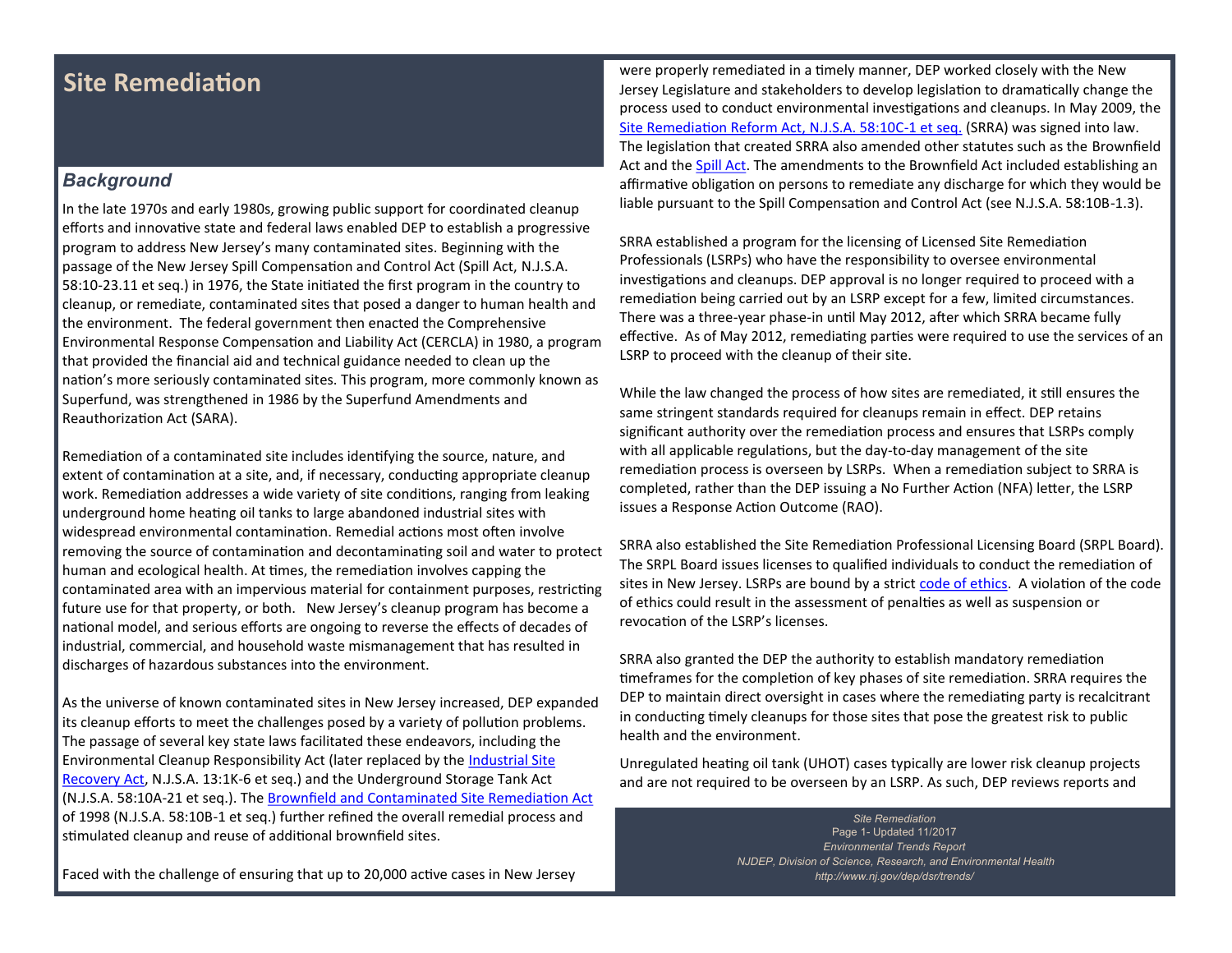# Site Remediation

## *Background*

In the late 1970s and early 1980s, growing public support for coordinated cleanup efforts and innovative state and federal laws enabled DEP to establish a progressive program to address New Jersey's many contaminated sites. Beginning with the passage of the New Jersey Spill Compensation and Control Act (Spill Act, N.J.S.A. 58:10-23.11 et seq.) in 1976, the State initiated the first program in the country to cleanup, or remediate, contaminated sites that posed a danger to human health and the environment. The federal government then enacted the Comprehensive Environmental Response Compensation and Liability Act (CERCLA) in 1980, a program that provided the financial aid and technical guidance needed to clean up the nation's more seriously contaminated sites. This program, more commonly known as Superfund, was strengthened in 1986 by the Superfund Amendments and Reauthorization Act (SARA).

Remediation of a contaminated site includes identifying the source, nature, and extent of contamination at a site, and, if necessary, conducting appropriate cleanup work. Remediation addresses a wide variety of site conditions, ranging from leaking underground home heating oil tanks to large abandoned industrial sites with widespread environmental contamination. Remedial actions most often involve removing the source of contamination and decontaminating soil and water to protect human and ecological health. At times, the remediation involves capping the contaminated area with an impervious material for containment purposes, restricting future use for that property, or both. New Jersey's cleanup program has become a national model, and serious efforts are ongoing to reverse the effects of decades of industrial, commercial, and household waste mismanagement that has resulted in discharges of hazardous substances into the environment.

As the universe of known contaminated sites in New Jersey increased, DEP expanded its cleanup efforts to meet the challenges posed by a variety of pollution problems. The passage of several key state laws facilitated these endeavors, including the Environmental Cleanup Responsibility Act (later replaced by the Industrial Site Recovery Act, N.J.S.A. 13:1K-6 et seq.) and the Underground Storage Tank Act (N.J.S.A. 58:10A-21 et seq.). The Brownfield and Contaminated Site Remediation Act of 1998 (N.J.S.A. 58:10B-1 et seq.) further refined the overall remedial process and stimulated cleanup and reuse of additional brownfield sites.

Faced with the challenge of ensuring that up to 20,000 active cases in New Jersey were properly remediated in a timely manner, DEP worked closely with the New Jersey Legislature and stakeholders to develop legislation to dramatically change the process used to conduct environmental investigations and cleanups. In May 2009, the Site Remediation Reform Act, N.J.S.A. 58:10C-1 et seq. (SRRA) was signed into law. The legislation that created SRRA also amended other statutes such as the Brownfield Act and the Spill Act. The amendments to the Brownfield Act included establishing an affirmative obligation on persons to remediate any discharge for which they would be liable pursuant to the Spill Compensation and Control Act (see N.J.S.A. 58:10B-1.3).

SRRA established a program for the licensing of Licensed Site Remediation Professionals (LSRPs) who have the responsibility to oversee environmental investigations and cleanups. DEP approval is no longer required to proceed with a remediation being carried out by an LSRP except for a few, limited circumstances. There was a three-year phase-in until May 2012, after which SRRA became fully effective. As of May 2012, remediating parties were required to use the services of an LSRP to proceed with the cleanup of their site.

While the law changed the process of how sites are remediated, it still ensures the same stringent standards required for cleanups remain in effect. DEP retains significant authority over the remediation process and ensures that LSRPs comply with all applicable regulations, but the day-to-day management of the site remediation process is overseen by LSRPs. When a remediation subject to SRRA is completed, rather than the DEP issuing a No Further Action (NFA) letter, the LSRP issues a Response Action Outcome (RAO).

SRRA also established the Site Remediation Professional Licensing Board (SRPL Board). The SRPL Board issues licenses to qualified individuals to conduct the remediation of sites in New Jersey. LSRPs are bound by a strict code of ethics. A violation of the code of ethics could result in the assessment of penalties as well as suspension or revocation of the LSRP's licenses.

SRRA also granted the DEP the authority to establish mandatory remediation timeframes for the completion of key phases of site remediation. SRRA requires the DEP to maintain direct oversight in cases where the remediating party is recalcitrant in conducting timely cleanups for those sites that pose the greatest risk to public health and the environment.

Unregulated heating oil tank (UHOT) cases typically are lower risk cleanup projects and are not required to be overseen by an LSRP. As such, DEP reviews reports and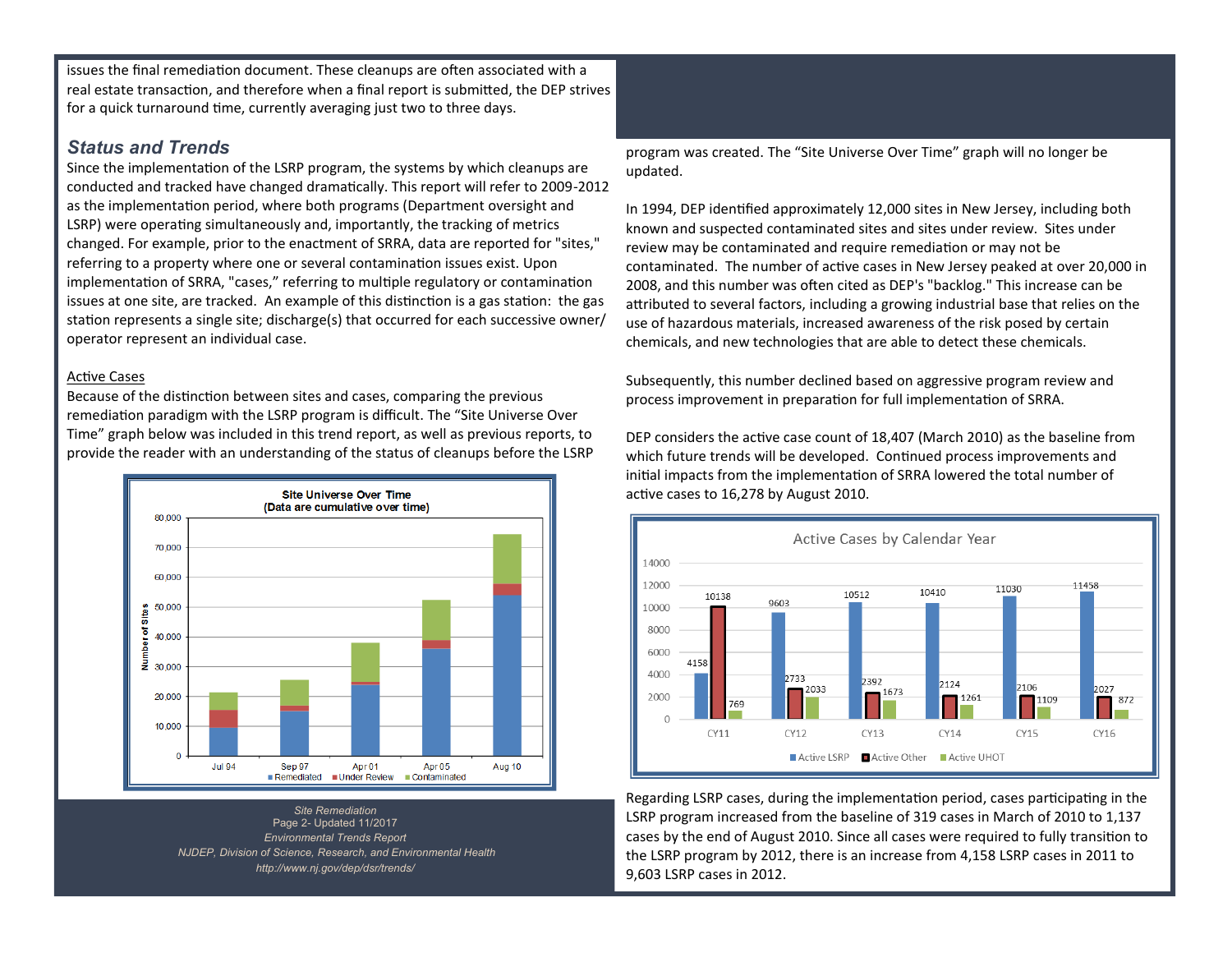issues the final remediation document. These cleanups are often associated with a real estate transaction, and therefore when a final report is submitted, the DEP strives for a quick turnaround time, currently averaging just two to three days.

## *Status and Trends*

Since the implementation of the LSRP program, the systems by which cleanups are conducted and tracked have changed dramatically. This report will refer to 2009-2012 as the implementation period, where both programs (Department oversight and LSRP) were operating simultaneously and, importantly, the tracking of metrics changed. For example, prior to the enactment of SRRA, data are reported for "sites," referring to a property where one or several contamination issues exist. Upon implementation of SRRA, "cases," referring to multiple regulatory or contamination issues at one site, are tracked. An example of this distinction is a gas station: the gas station represents a single site; discharge(s) that occurred for each successive owner/operator represent an individual case.

### Active Cases

Because of the distinction between sites and cases, comparing the previous remediation paradigm with the LSRP program is difficult. The "Site Universe Over Time" graph below was included in this trend report, as well as previous reports, to provide the reader with an understanding of the status of cleanups before the LSRP program was created. The "Site Universe Over Time" graph will no longer be updated.

In 1994, DEP identified approximately 12,000 sites in New Jersey, including both known and suspected contaminated sites and sites under review. Sites under review may be contaminated and require remediation or may not be contaminated. The number of active cases in New Jersey peaked at over 20,000 in 2008, and this number was often cited as DEP's "backlog." This increase can be attributed to several factors, including a growing industrial base that relies on the use of hazardous materials, increased awareness of the risk posed by certain chemicals, and new technologies that are able to detect these chemicals.

Subsequently, this number declined based on aggressive program review and process improvement in preparation for full implementation of SRRA.

DEP considers the active case count of 18,407 (March 2010) as the baseline from which future trends will be developed. Continued process improvements and initial impacts from the implementation of SRRA lowered the total number of active cases to 16,278 by August 2010.

**Site Universe Over Time (Data are cumulative over time)**

Number of Sites: Jul 94, Sep 97, Apr 01, Apr 05, Aug 10 — Remediated, Under Review, Contaminated

**Active Cases by Calendar Year**

| | CY11 | CY12 | CY13 | CY14 | CY15 | CY16 |
|---|---|---|---|---|---|---|
| Active LSRP | 4158 | 9603 | 10512 | 10410 | 11030 | 11458 |
| Active Other | 10138 | 2733 | 2392 | 2124 | 2106 | 2027 |
| Active UHOT | 769 | 2033 | 1673 | 1261 | 1109 | 872 |

Regarding LSRP cases, during the implementation period, cases participating in the LSRP program increased from the baseline of 319 cases in March of 2010 to 1,137 cases by the end of August 2010. Since all cases were required to fully transition to the LSRP program by 2012, there is an increase from 4,158 LSRP cases in 2011 to 9,603 LSRP cases in 2012.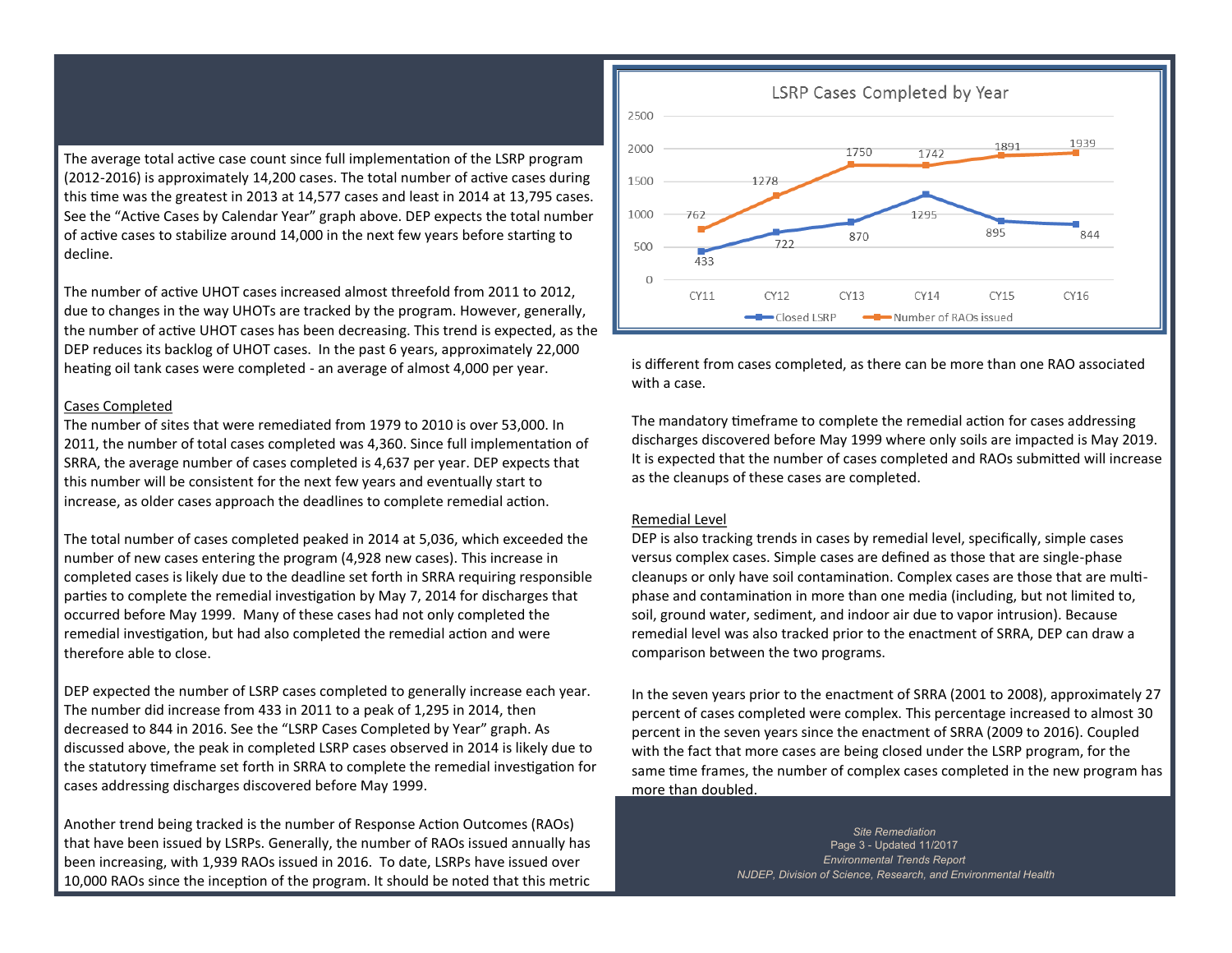The average total active case count since full implementation of the LSRP program (2012-2016) is approximately 14,200 cases. The total number of active cases during this time was the greatest in 2013 at 14,577 cases and least in 2014 at 13,795 cases. See the "Active Cases by Calendar Year" graph above. DEP expects the total number of active cases to stabilize around 14,000 in the next few years before starting to decline.

The number of active UHOT cases increased almost threefold from 2011 to 2012, due to changes in the way UHOTs are tracked by the program. However, generally, the number of active UHOT cases has been decreasing. This trend is expected, as the DEP reduces its backlog of UHOT cases. In the past 6 years, approximately 22,000 heating oil tank cases were completed - an average of almost 4,000 per year.

Cases Completed

The number of sites that were remediated from 1979 to 2010 is over 53,000. In 2011, the number of total cases completed was 4,360. Since full implementation of SRRA, the average number of cases completed is 4,637 per year. DEP expects that this number will be consistent for the next few years and eventually start to increase, as older cases approach the deadlines to complete remedial action.

The total number of cases completed peaked in 2014 at 5,036, which exceeded the number of new cases entering the program (4,928 new cases). This increase in completed cases is likely due to the deadline set forth in SRRA requiring responsible parties to complete the remedial investigation by May 7, 2014 for discharges that occurred before May 1999. Many of these cases had not only completed the remedial investigation, but had also completed the remedial action and were therefore able to close.

DEP expected the number of LSRP cases completed to generally increase each year. The number did increase from 433 in 2011 to a peak of 1,295 in 2014, then decreased to 844 in 2016. See the "LSRP Cases Completed by Year" graph. As discussed above, the peak in completed LSRP cases observed in 2014 is likely due to the statutory timeframe set forth in SRRA to complete the remedial investigation for cases addressing discharges discovered before May 1999.

Another trend being tracked is the number of Response Action Outcomes (RAOs) that have been issued by LSRPs. Generally, the number of RAOs issued annually has been increasing, with 1,939 RAOs issued in 2016. To date, LSRPs have issued over 10,000 RAOs since the inception of the program. It should be noted that this metric is different from cases completed, as there can be more than one RAO associated with a case.

**LSRP Cases Completed by Year**

| | CY11 | CY12 | CY13 | CY14 | CY15 | CY16 |
|---|---|---|---|---|---|---|
| Closed LSRP | 433 | 722 | 870 | 1295 | 895 | 844 |
| Number of RAOs issued | 762 | 1278 | 1750 | 1742 | 1891 | 1939 |

The mandatory timeframe to complete the remedial action for cases addressing discharges discovered before May 1999 where only soils are impacted is May 2019. It is expected that the number of cases completed and RAOs submitted will increase as the cleanups of these cases are completed.

Remedial Level

DEP is also tracking trends in cases by remedial level, specifically, simple cases versus complex cases. Simple cases are defined as those that are single-phase cleanups or only have soil contamination. Complex cases are those that are multi-phase and contamination in more than one media (including, but not limited to, soil, ground water, sediment, and indoor air due to vapor intrusion). Because remedial level was also tracked prior to the enactment of SRRA, DEP can draw a comparison between the two programs.

In the seven years prior to the enactment of SRRA (2001 to 2008), approximately 27 percent of cases completed were complex. This percentage increased to almost 30 percent in the seven years since the enactment of SRRA (2009 to 2016). Coupled with the fact that more cases are being closed under the LSRP program, for the same time frames, the number of complex cases completed in the new program has more than doubled.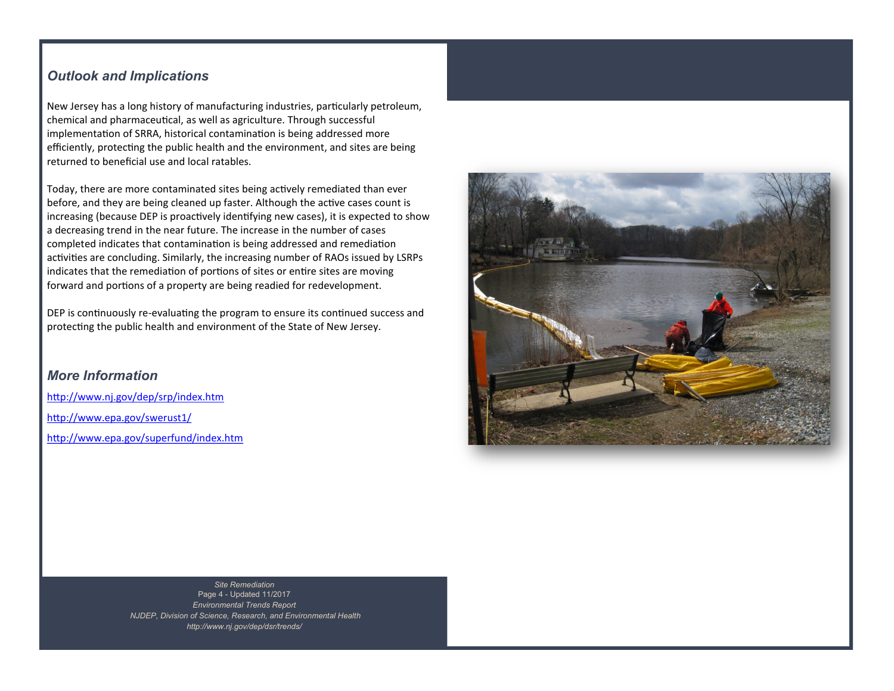## *Outlook and Implications*

New Jersey has a long history of manufacturing industries, particularly petroleum, chemical and pharmaceutical, as well as agriculture. Through successful implementation of SRRA, historical contamination is being addressed more efficiently, protecting the public health and the environment, and sites are being returned to beneficial use and local ratables.

Today, there are more contaminated sites being actively remediated than ever before, and they are being cleaned up faster. Although the active cases count is increasing (because DEP is proactively identifying new cases), it is expected to show a decreasing trend in the near future. The increase in the number of cases completed indicates that contamination is being addressed and remediation activities are concluding. Similarly, the increasing number of RAOs issued by LSRPs indicates that the remediation of portions of sites or entire sites are moving forward and portions of a property are being readied for redevelopment.

DEP is continuously re-evaluating the program to ensure its continued success and protecting the public health and environment of the State of New Jersey.

## *More Information*

http://www.nj.gov/dep/srp/index.htm

http://www.epa.gov/swerust1/

http://www.epa.gov/superfund/index.htm